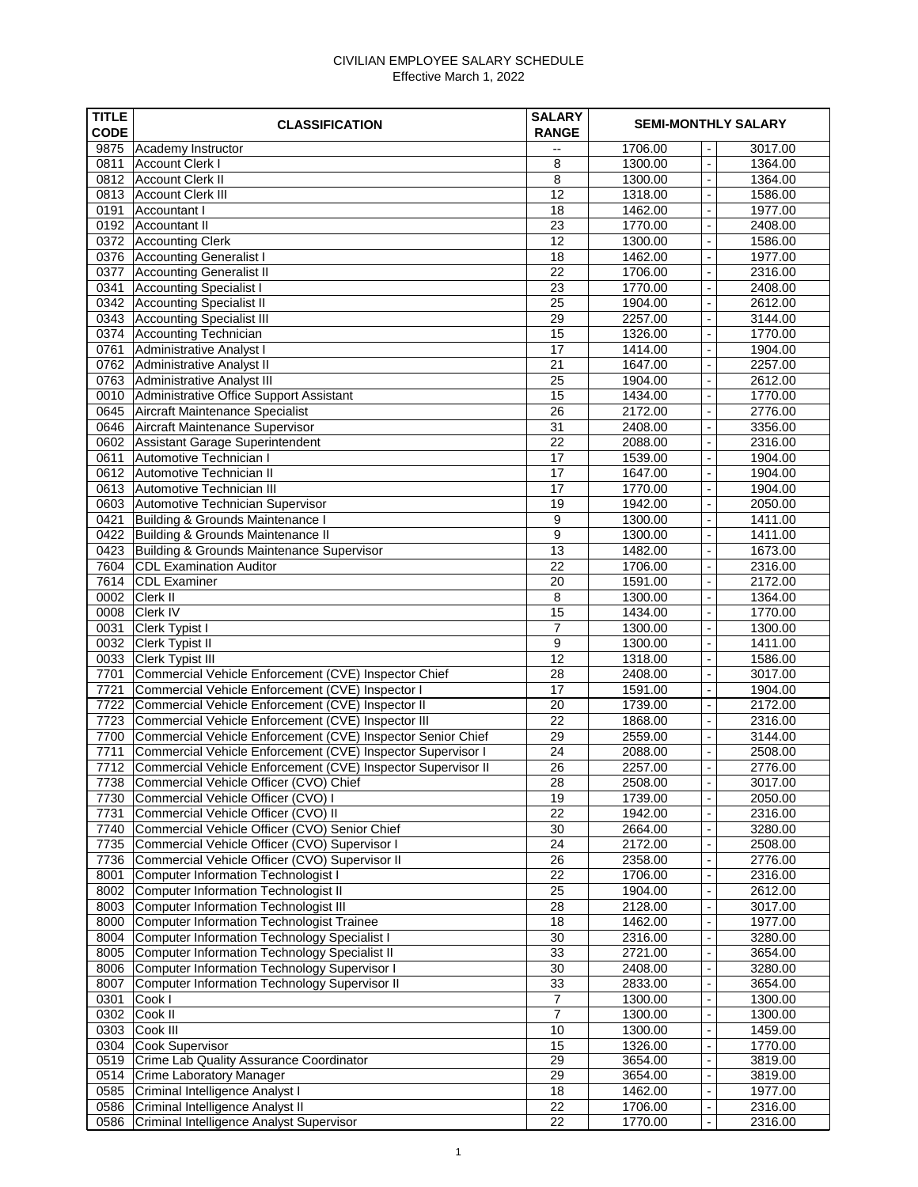CIVILIAN EMPLOYEE SALARY SCHEDULE
Effective March 1, 2022

| TITLE CODE | CLASSIFICATION | SALARY RANGE | SEMI-MONTHLY SALARY | | |
|---|---|---|---|---|---|
| 9875 | Academy Instructor | -- | 1706.00 | - | 3017.00 |
| 0811 | Account Clerk I | 8 | 1300.00 | - | 1364.00 |
| 0812 | Account Clerk II | 8 | 1300.00 | - | 1364.00 |
| 0813 | Account Clerk III | 12 | 1318.00 | - | 1586.00 |
| 0191 | Accountant I | 18 | 1462.00 | - | 1977.00 |
| 0192 | Accountant II | 23 | 1770.00 | - | 2408.00 |
| 0372 | Accounting Clerk | 12 | 1300.00 | - | 1586.00 |
| 0376 | Accounting Generalist I | 18 | 1462.00 | - | 1977.00 |
| 0377 | Accounting Generalist II | 22 | 1706.00 | - | 2316.00 |
| 0341 | Accounting Specialist I | 23 | 1770.00 | - | 2408.00 |
| 0342 | Accounting Specialist II | 25 | 1904.00 | - | 2612.00 |
| 0343 | Accounting Specialist III | 29 | 2257.00 | - | 3144.00 |
| 0374 | Accounting Technician | 15 | 1326.00 | - | 1770.00 |
| 0761 | Administrative Analyst I | 17 | 1414.00 | - | 1904.00 |
| 0762 | Administrative Analyst II | 21 | 1647.00 | - | 2257.00 |
| 0763 | Administrative Analyst III | 25 | 1904.00 | - | 2612.00 |
| 0010 | Administrative Office Support Assistant | 15 | 1434.00 | - | 1770.00 |
| 0645 | Aircraft Maintenance Specialist | 26 | 2172.00 | - | 2776.00 |
| 0646 | Aircraft Maintenance Supervisor | 31 | 2408.00 | - | 3356.00 |
| 0602 | Assistant Garage Superintendent | 22 | 2088.00 | - | 2316.00 |
| 0611 | Automotive Technician I | 17 | 1539.00 | - | 1904.00 |
| 0612 | Automotive Technician II | 17 | 1647.00 | - | 1904.00 |
| 0613 | Automotive Technician III | 17 | 1770.00 | - | 1904.00 |
| 0603 | Automotive Technician Supervisor | 19 | 1942.00 | - | 2050.00 |
| 0421 | Building & Grounds Maintenance I | 9 | 1300.00 | - | 1411.00 |
| 0422 | Building & Grounds Maintenance II | 9 | 1300.00 | - | 1411.00 |
| 0423 | Building & Grounds Maintenance Supervisor | 13 | 1482.00 | - | 1673.00 |
| 7604 | CDL Examination Auditor | 22 | 1706.00 | - | 2316.00 |
| 7614 | CDL Examiner | 20 | 1591.00 | - | 2172.00 |
| 0002 | Clerk II | 8 | 1300.00 | - | 1364.00 |
| 0008 | Clerk IV | 15 | 1434.00 | - | 1770.00 |
| 0031 | Clerk Typist I | 7 | 1300.00 | - | 1300.00 |
| 0032 | Clerk Typist II | 9 | 1300.00 | - | 1411.00 |
| 0033 | Clerk Typist III | 12 | 1318.00 | - | 1586.00 |
| 7701 | Commercial Vehicle Enforcement (CVE) Inspector Chief | 28 | 2408.00 | - | 3017.00 |
| 7721 | Commercial Vehicle Enforcement (CVE) Inspector I | 17 | 1591.00 | - | 1904.00 |
| 7722 | Commercial Vehicle Enforcement (CVE) Inspector II | 20 | 1739.00 | - | 2172.00 |
| 7723 | Commercial Vehicle Enforcement (CVE) Inspector III | 22 | 1868.00 | - | 2316.00 |
| 7700 | Commercial Vehicle Enforcement (CVE) Inspector Senior Chief | 29 | 2559.00 | - | 3144.00 |
| 7711 | Commercial Vehicle Enforcement (CVE) Inspector Supervisor I | 24 | 2088.00 | - | 2508.00 |
| 7712 | Commercial Vehicle Enforcement (CVE) Inspector Supervisor II | 26 | 2257.00 | - | 2776.00 |
| 7738 | Commercial Vehicle Officer (CVO) Chief | 28 | 2508.00 | - | 3017.00 |
| 7730 | Commercial Vehicle Officer (CVO) I | 19 | 1739.00 | - | 2050.00 |
| 7731 | Commercial Vehicle Officer (CVO) II | 22 | 1942.00 | - | 2316.00 |
| 7740 | Commercial Vehicle Officer (CVO) Senior Chief | 30 | 2664.00 | - | 3280.00 |
| 7735 | Commercial Vehicle Officer (CVO) Supervisor I | 24 | 2172.00 | - | 2508.00 |
| 7736 | Commercial Vehicle Officer (CVO) Supervisor II | 26 | 2358.00 | - | 2776.00 |
| 8001 | Computer Information Technologist I | 22 | 1706.00 | - | 2316.00 |
| 8002 | Computer Information Technologist II | 25 | 1904.00 | - | 2612.00 |
| 8003 | Computer Information Technologist III | 28 | 2128.00 | - | 3017.00 |
| 8000 | Computer Information Technologist Trainee | 18 | 1462.00 | - | 1977.00 |
| 8004 | Computer Information Technology Specialist I | 30 | 2316.00 | - | 3280.00 |
| 8005 | Computer Information Technology Specialist II | 33 | 2721.00 | - | 3654.00 |
| 8006 | Computer Information Technology Supervisor I | 30 | 2408.00 | - | 3280.00 |
| 8007 | Computer Information Technology Supervisor II | 33 | 2833.00 | - | 3654.00 |
| 0301 | Cook I | 7 | 1300.00 | - | 1300.00 |
| 0302 | Cook II | 7 | 1300.00 | - | 1300.00 |
| 0303 | Cook III | 10 | 1300.00 | - | 1459.00 |
| 0304 | Cook Supervisor | 15 | 1326.00 | - | 1770.00 |
| 0519 | Crime Lab Quality Assurance Coordinator | 29 | 3654.00 | - | 3819.00 |
| 0514 | Crime Laboratory Manager | 29 | 3654.00 | - | 3819.00 |
| 0585 | Criminal Intelligence Analyst I | 18 | 1462.00 | - | 1977.00 |
| 0586 | Criminal Intelligence Analyst II | 22 | 1706.00 | - | 2316.00 |
| 0586 | Criminal Intelligence Analyst Supervisor | 22 | 1770.00 | - | 2316.00 |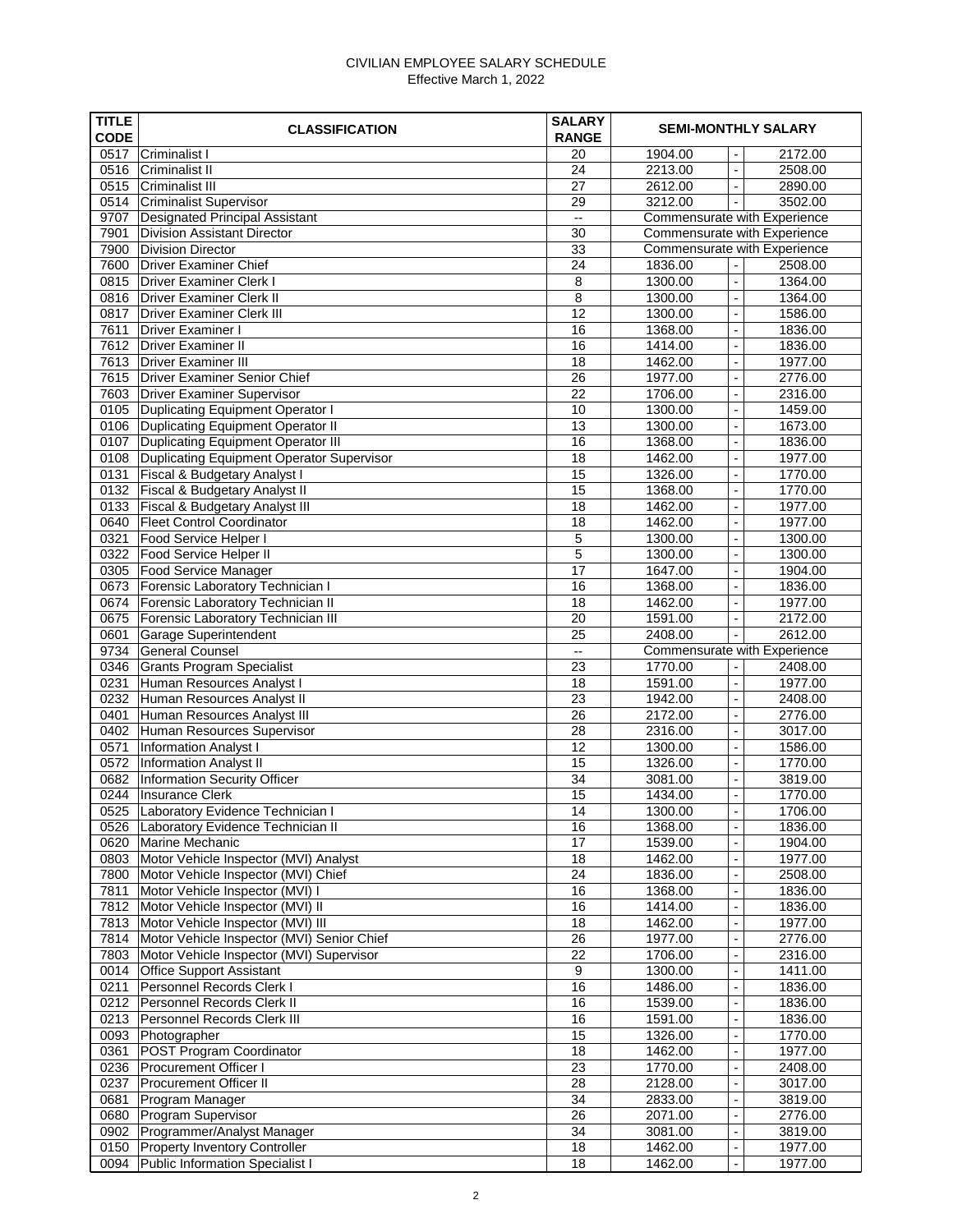CIVILIAN EMPLOYEE SALARY SCHEDULE
Effective March 1, 2022

| TITLE CODE | CLASSIFICATION | SALARY RANGE | SEMI-MONTHLY SALARY | | |
|---|---|---|---|---|---|
| 0517 | Criminalist I | 20 | 1904.00 | - | 2172.00 |
| 0516 | Criminalist II | 24 | 2213.00 | - | 2508.00 |
| 0515 | Criminalist III | 27 | 2612.00 | - | 2890.00 |
| 0514 | Criminalist Supervisor | 29 | 3212.00 | - | 3502.00 |
| 9707 | Designated Principal Assistant | -- | Commensurate with Experience | | |
| 7901 | Division Assistant Director | 30 | Commensurate with Experience | | |
| 7900 | Division Director | 33 | Commensurate with Experience | | |
| 7600 | Driver Examiner Chief | 24 | 1836.00 | - | 2508.00 |
| 0815 | Driver Examiner Clerk I | 8 | 1300.00 | - | 1364.00 |
| 0816 | Driver Examiner Clerk II | 8 | 1300.00 | - | 1364.00 |
| 0817 | Driver Examiner Clerk III | 12 | 1300.00 | - | 1586.00 |
| 7611 | Driver Examiner I | 16 | 1368.00 | - | 1836.00 |
| 7612 | Driver Examiner II | 16 | 1414.00 | - | 1836.00 |
| 7613 | Driver Examiner III | 18 | 1462.00 | - | 1977.00 |
| 7615 | Driver Examiner Senior Chief | 26 | 1977.00 | - | 2776.00 |
| 7603 | Driver Examiner Supervisor | 22 | 1706.00 | - | 2316.00 |
| 0105 | Duplicating Equipment Operator I | 10 | 1300.00 | - | 1459.00 |
| 0106 | Duplicating Equipment Operator II | 13 | 1300.00 | - | 1673.00 |
| 0107 | Duplicating Equipment Operator III | 16 | 1368.00 | - | 1836.00 |
| 0108 | Duplicating Equipment Operator Supervisor | 18 | 1462.00 | - | 1977.00 |
| 0131 | Fiscal & Budgetary Analyst I | 15 | 1326.00 | - | 1770.00 |
| 0132 | Fiscal & Budgetary Analyst II | 15 | 1368.00 | - | 1770.00 |
| 0133 | Fiscal & Budgetary Analyst III | 18 | 1462.00 | - | 1977.00 |
| 0640 | Fleet Control Coordinator | 18 | 1462.00 | - | 1977.00 |
| 0321 | Food Service Helper I | 5 | 1300.00 | - | 1300.00 |
| 0322 | Food Service Helper II | 5 | 1300.00 | - | 1300.00 |
| 0305 | Food Service Manager | 17 | 1647.00 | - | 1904.00 |
| 0673 | Forensic Laboratory Technician I | 16 | 1368.00 | - | 1836.00 |
| 0674 | Forensic Laboratory Technician II | 18 | 1462.00 | - | 1977.00 |
| 0675 | Forensic Laboratory Technician III | 20 | 1591.00 | - | 2172.00 |
| 0601 | Garage Superintendent | 25 | 2408.00 | - | 2612.00 |
| 9734 | General Counsel | -- | Commensurate with Experience | | |
| 0346 | Grants Program Specialist | 23 | 1770.00 | - | 2408.00 |
| 0231 | Human Resources Analyst I | 18 | 1591.00 | - | 1977.00 |
| 0232 | Human Resources Analyst II | 23 | 1942.00 | - | 2408.00 |
| 0401 | Human Resources Analyst III | 26 | 2172.00 | - | 2776.00 |
| 0402 | Human Resources Supervisor | 28 | 2316.00 | - | 3017.00 |
| 0571 | Information Analyst I | 12 | 1300.00 | - | 1586.00 |
| 0572 | Information Analyst II | 15 | 1326.00 | - | 1770.00 |
| 0682 | Information Security Officer | 34 | 3081.00 | - | 3819.00 |
| 0244 | Insurance Clerk | 15 | 1434.00 | - | 1770.00 |
| 0525 | Laboratory Evidence Technician I | 14 | 1300.00 | - | 1706.00 |
| 0526 | Laboratory Evidence Technician II | 16 | 1368.00 | - | 1836.00 |
| 0620 | Marine Mechanic | 17 | 1539.00 | - | 1904.00 |
| 0803 | Motor Vehicle Inspector (MVI) Analyst | 18 | 1462.00 | - | 1977.00 |
| 7800 | Motor Vehicle Inspector (MVI) Chief | 24 | 1836.00 | - | 2508.00 |
| 7811 | Motor Vehicle Inspector (MVI) I | 16 | 1368.00 | - | 1836.00 |
| 7812 | Motor Vehicle Inspector (MVI) II | 16 | 1414.00 | - | 1836.00 |
| 7813 | Motor Vehicle Inspector (MVI) III | 18 | 1462.00 | - | 1977.00 |
| 7814 | Motor Vehicle Inspector (MVI) Senior Chief | 26 | 1977.00 | - | 2776.00 |
| 7803 | Motor Vehicle Inspector (MVI) Supervisor | 22 | 1706.00 | - | 2316.00 |
| 0014 | Office Support Assistant | 9 | 1300.00 | - | 1411.00 |
| 0211 | Personnel Records Clerk I | 16 | 1486.00 | - | 1836.00 |
| 0212 | Personnel Records Clerk II | 16 | 1539.00 | - | 1836.00 |
| 0213 | Personnel Records Clerk III | 16 | 1591.00 | - | 1836.00 |
| 0093 | Photographer | 15 | 1326.00 | - | 1770.00 |
| 0361 | POST Program Coordinator | 18 | 1462.00 | - | 1977.00 |
| 0236 | Procurement Officer I | 23 | 1770.00 | - | 2408.00 |
| 0237 | Procurement Officer II | 28 | 2128.00 | - | 3017.00 |
| 0681 | Program Manager | 34 | 2833.00 | - | 3819.00 |
| 0680 | Program Supervisor | 26 | 2071.00 | - | 2776.00 |
| 0902 | Programmer/Analyst Manager | 34 | 3081.00 | - | 3819.00 |
| 0150 | Property Inventory Controller | 18 | 1462.00 | - | 1977.00 |
| 0094 | Public Information Specialist I | 18 | 1462.00 | - | 1977.00 |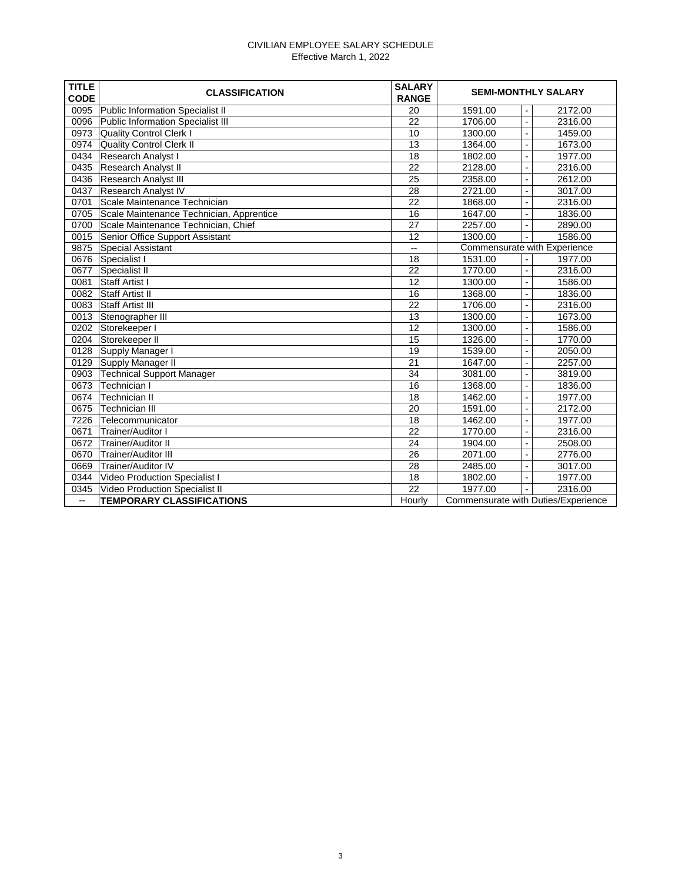CIVILIAN EMPLOYEE SALARY SCHEDULE
Effective March 1, 2022

| TITLE CODE | CLASSIFICATION | SALARY RANGE | SEMI-MONTHLY SALARY | | |
|---|---|---|---|---|---|
| 0095 | Public Information Specialist II | 20 | 1591.00 | - | 2172.00 |
| 0096 | Public Information Specialist III | 22 | 1706.00 | - | 2316.00 |
| 0973 | Quality Control Clerk I | 10 | 1300.00 | - | 1459.00 |
| 0974 | Quality Control Clerk II | 13 | 1364.00 | - | 1673.00 |
| 0434 | Research Analyst I | 18 | 1802.00 | - | 1977.00 |
| 0435 | Research Analyst II | 22 | 2128.00 | - | 2316.00 |
| 0436 | Research Analyst III | 25 | 2358.00 | - | 2612.00 |
| 0437 | Research Analyst IV | 28 | 2721.00 | - | 3017.00 |
| 0701 | Scale Maintenance Technician | 22 | 1868.00 | - | 2316.00 |
| 0705 | Scale Maintenance Technician, Apprentice | 16 | 1647.00 | - | 1836.00 |
| 0700 | Scale Maintenance Technician, Chief | 27 | 2257.00 | - | 2890.00 |
| 0015 | Senior Office Support Assistant | 12 | 1300.00 | - | 1586.00 |
| 9875 | Special Assistant | -- | Commensurate with Experience | | |
| 0676 | Specialist I | 18 | 1531.00 | - | 1977.00 |
| 0677 | Specialist II | 22 | 1770.00 | - | 2316.00 |
| 0081 | Staff Artist I | 12 | 1300.00 | - | 1586.00 |
| 0082 | Staff Artist II | 16 | 1368.00 | - | 1836.00 |
| 0083 | Staff Artist III | 22 | 1706.00 | - | 2316.00 |
| 0013 | Stenographer III | 13 | 1300.00 | - | 1673.00 |
| 0202 | Storekeeper I | 12 | 1300.00 | - | 1586.00 |
| 0204 | Storekeeper II | 15 | 1326.00 | - | 1770.00 |
| 0128 | Supply Manager I | 19 | 1539.00 | - | 2050.00 |
| 0129 | Supply Manager II | 21 | 1647.00 | - | 2257.00 |
| 0903 | Technical Support Manager | 34 | 3081.00 | - | 3819.00 |
| 0673 | Technician I | 16 | 1368.00 | - | 1836.00 |
| 0674 | Technician II | 18 | 1462.00 | - | 1977.00 |
| 0675 | Technician III | 20 | 1591.00 | - | 2172.00 |
| 7226 | Telecommunicator | 18 | 1462.00 | - | 1977.00 |
| 0671 | Trainer/Auditor I | 22 | 1770.00 | - | 2316.00 |
| 0672 | Trainer/Auditor II | 24 | 1904.00 | - | 2508.00 |
| 0670 | Trainer/Auditor III | 26 | 2071.00 | - | 2776.00 |
| 0669 | Trainer/Auditor IV | 28 | 2485.00 | - | 3017.00 |
| 0344 | Video Production Specialist I | 18 | 1802.00 | - | 1977.00 |
| 0345 | Video Production Specialist II | 22 | 1977.00 | - | 2316.00 |
| -- | **TEMPORARY CLASSIFICATIONS** | Hourly | Commensurate with Duties/Experience | | |